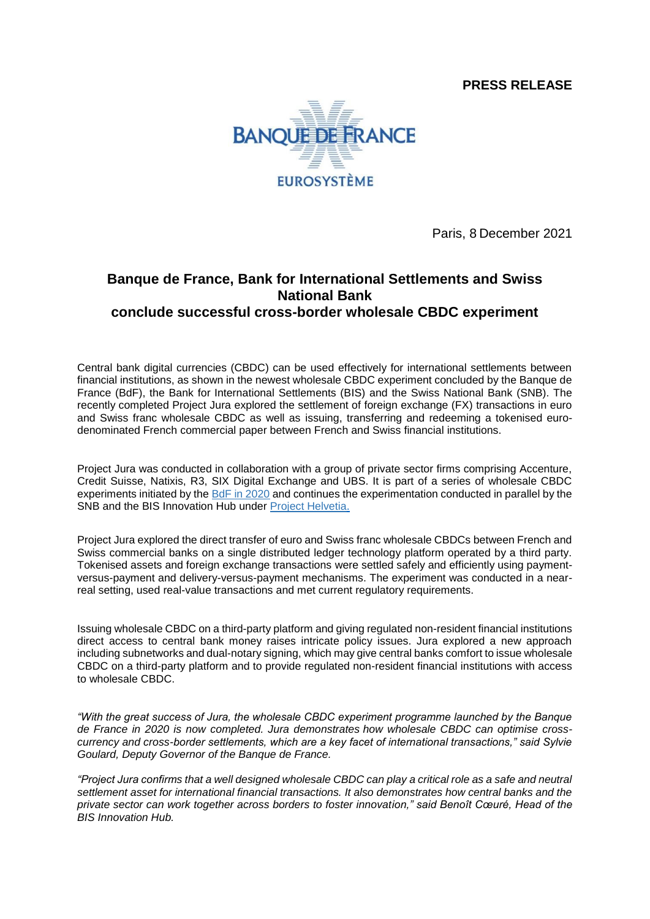**PRESS RELEASE**

BANQUE DE FRANCE

EUROSYSTÈME

Paris, 8 December 2021

# Banque de France, Bank for International Settlements and Swiss National Bank conclude successful cross-border wholesale CBDC experiment

Central bank digital currencies (CBDC) can be used effectively for international settlements between financial institutions, as shown in the newest wholesale CBDC experiment concluded by the Banque de France (BdF), the Bank for International Settlements (BIS) and the Swiss National Bank (SNB). The recently completed Project Jura explored the settlement of foreign exchange (FX) transactions in euro and Swiss franc wholesale CBDC as well as issuing, transferring and redeeming a tokenised euro-denominated French commercial paper between French and Swiss financial institutions.

Project Jura was conducted in collaboration with a group of private sector firms comprising Accenture, Credit Suisse, Natixis, R3, SIX Digital Exchange and UBS. It is part of a series of wholesale CBDC experiments initiated by the BdF in 2020 and continues the experimentation conducted in parallel by the SNB and the BIS Innovation Hub under Project Helvetia.

Project Jura explored the direct transfer of euro and Swiss franc wholesale CBDCs between French and Swiss commercial banks on a single distributed ledger technology platform operated by a third party. Tokenised assets and foreign exchange transactions were settled safely and efficiently using payment-versus-payment and delivery-versus-payment mechanisms. The experiment was conducted in a near-real setting, used real-value transactions and met current regulatory requirements.

Issuing wholesale CBDC on a third-party platform and giving regulated non-resident financial institutions direct access to central bank money raises intricate policy issues. Jura explored a new approach including subnetworks and dual-notary signing, which may give central banks comfort to issue wholesale CBDC on a third-party platform and to provide regulated non-resident financial institutions with access to wholesale CBDC.

*"With the great success of Jura, the wholesale CBDC experiment programme launched by the Banque de France in 2020 is now completed. Jura demonstrates how wholesale CBDC can optimise cross-currency and cross-border settlements, which are a key facet of international transactions," said Sylvie Goulard, Deputy Governor of the Banque de France.*

*"Project Jura confirms that a well designed wholesale CBDC can play a critical role as a safe and neutral settlement asset for international financial transactions. It also demonstrates how central banks and the private sector can work together across borders to foster innovation," said Benoît Cœuré, Head of the BIS Innovation Hub.*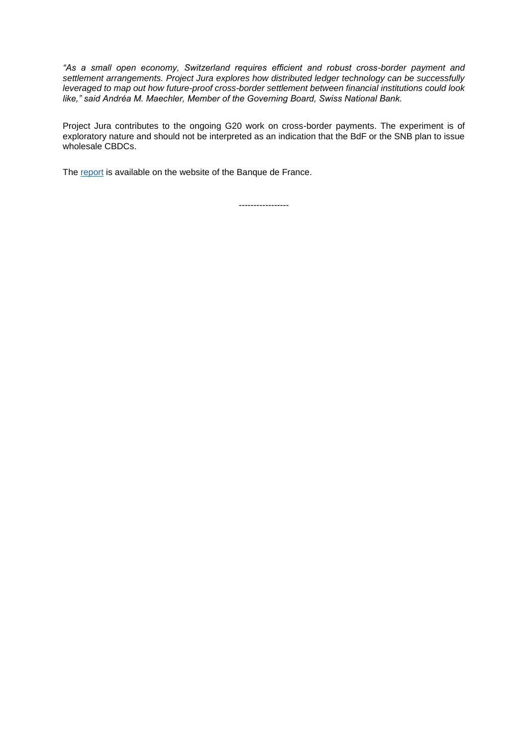*"As a small open economy, Switzerland requires efficient and robust cross-border payment and settlement arrangements. Project Jura explores how distributed ledger technology can be successfully leveraged to map out how future-proof cross-border settlement between financial institutions could look like," said Andréa M. Maechler, Member of the Governing Board, Swiss National Bank.*

Project Jura contributes to the ongoing G20 work on cross-border payments. The experiment is of exploratory nature and should not be interpreted as an indication that the BdF or the SNB plan to issue wholesale CBDCs.

The report is available on the website of the Banque de France.

-----------------